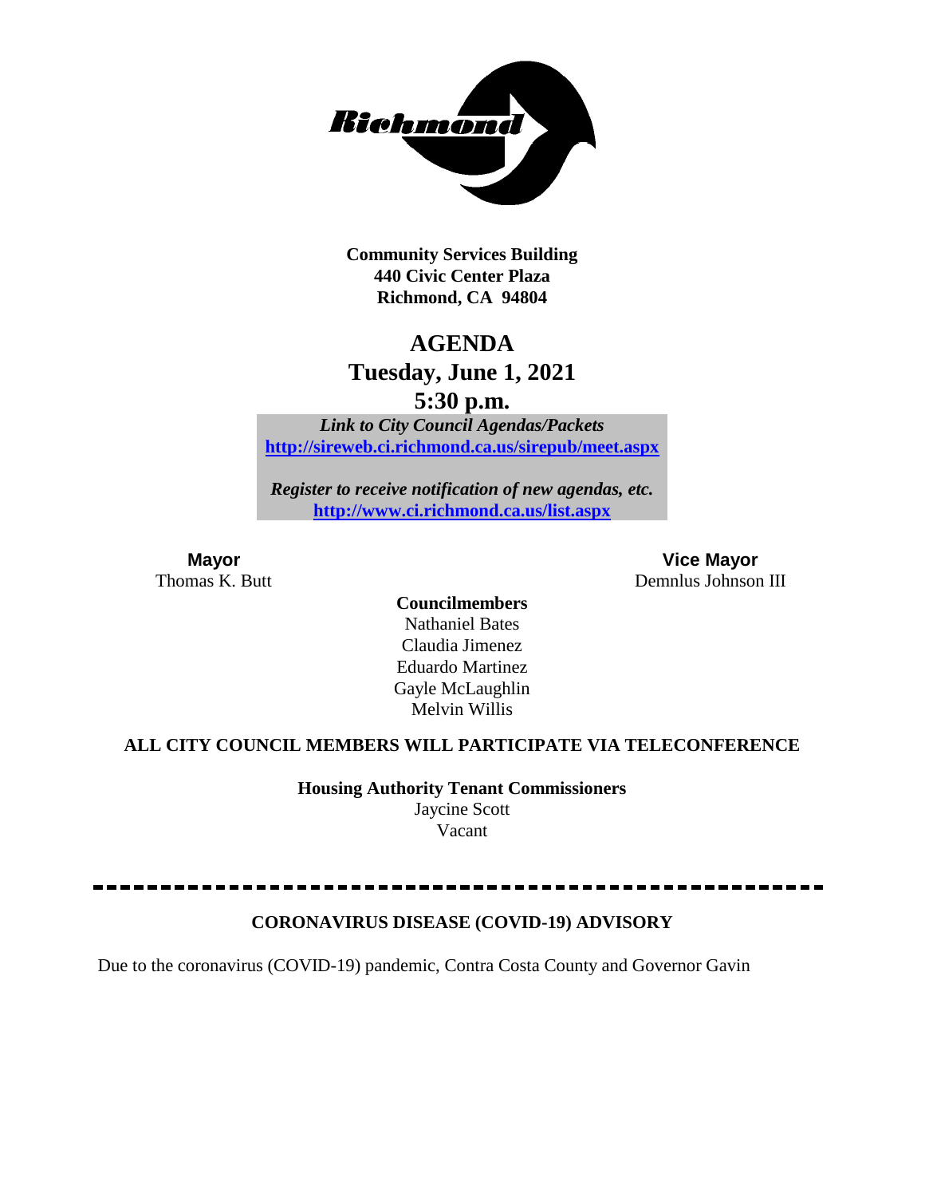Richmond

**Community Services Building**
**440 Civic Center Plaza**
**Richmond, CA 94804**

# AGENDA
## Tuesday, June 1, 2021
## 5:30 p.m.

*Link to City Council Agendas/Packets*
**http://sireweb.ci.richmond.ca.us/sirepub/meet.aspx**

*Register to receive notification of new agendas, etc.*
**http://www.ci.richmond.ca.us/list.aspx**

**Mayor**
Thomas K. Butt

**Vice Mayor**
Demnlus Johnson III

**Councilmembers**
Nathaniel Bates
Claudia Jimenez
Eduardo Martinez
Gayle McLaughlin
Melvin Willis

**ALL CITY COUNCIL MEMBERS WILL PARTICIPATE VIA TELECONFERENCE**

**Housing Authority Tenant Commissioners**
Jaycine Scott
Vacant

---

**CORONAVIRUS DISEASE (COVID-19) ADVISORY**

Due to the coronavirus (COVID-19) pandemic, Contra Costa County and Governor Gavin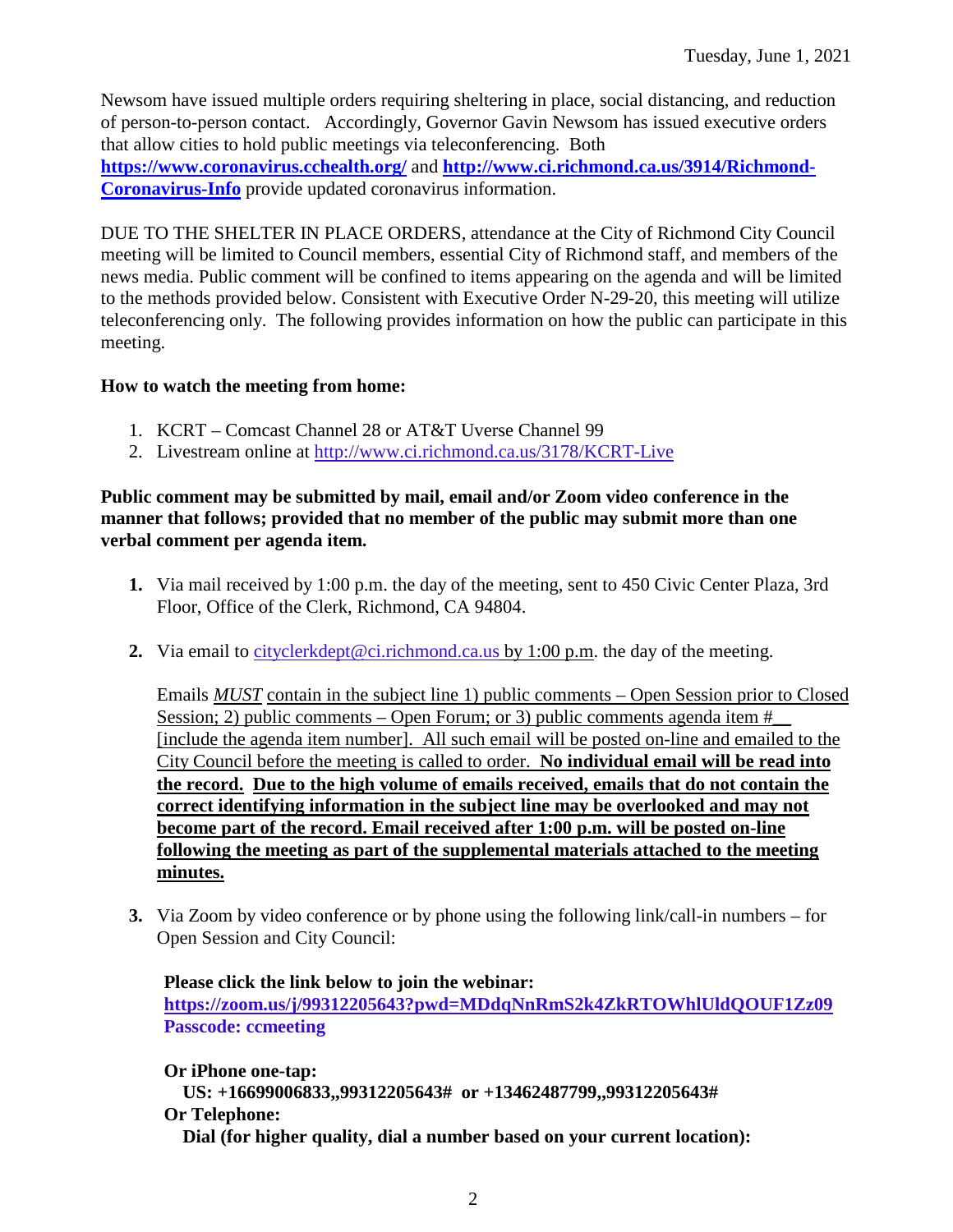Newsom have issued multiple orders requiring sheltering in place, social distancing, and reduction of person-to-person contact. Accordingly, Governor Gavin Newsom has issued executive orders that allow cities to hold public meetings via teleconferencing. Both **https://www.coronavirus.cchealth.org/** and **http://www.ci.richmond.ca.us/3914/Richmond-Coronavirus-Info** provide updated coronavirus information.

DUE TO THE SHELTER IN PLACE ORDERS, attendance at the City of Richmond City Council meeting will be limited to Council members, essential City of Richmond staff, and members of the news media. Public comment will be confined to items appearing on the agenda and will be limited to the methods provided below. Consistent with Executive Order N-29-20, this meeting will utilize teleconferencing only. The following provides information on how the public can participate in this meeting.

**How to watch the meeting from home:**

1. KCRT – Comcast Channel 28 or AT&T Uverse Channel 99
2. Livestream online at http://www.ci.richmond.ca.us/3178/KCRT-Live

**Public comment may be submitted by mail, email and/or Zoom video conference in the manner that follows; provided that no member of the public may submit more than one verbal comment per agenda item.**

1. Via mail received by 1:00 p.m. the day of the meeting, sent to 450 Civic Center Plaza, 3rd Floor, Office of the Clerk, Richmond, CA 94804.

2. Via email to cityclerkdept@ci.richmond.ca.us by 1:00 p.m. the day of the meeting.

   Emails ***MUST*** contain in the subject line 1) public comments – Open Session prior to Closed Session; 2) public comments – Open Forum; or 3) public comments agenda item #__ [include the agenda item number]. All such email will be posted on-line and emailed to the City Council before the meeting is called to order. **No individual email will be read into the record. Due to the high volume of emails received, emails that do not contain the correct identifying information in the subject line may be overlooked and may not become part of the record. Email received after 1:00 p.m. will be posted on-line following the meeting as part of the supplemental materials attached to the meeting minutes.**

3. Via Zoom by video conference or by phone using the following link/call-in numbers – for Open Session and City Council:

   **Please click the link below to join the webinar:**
   **https://zoom.us/j/99312205643?pwd=MDdqNnRmS2k4ZkRTOWhlUldQOUF1Zz09**
   **Passcode: ccmeeting**

   **Or iPhone one-tap:**
   **US: +16699006833,,99312205643# or +13462487799,,99312205643#**
   **Or Telephone:**
   **Dial (for higher quality, dial a number based on your current location):**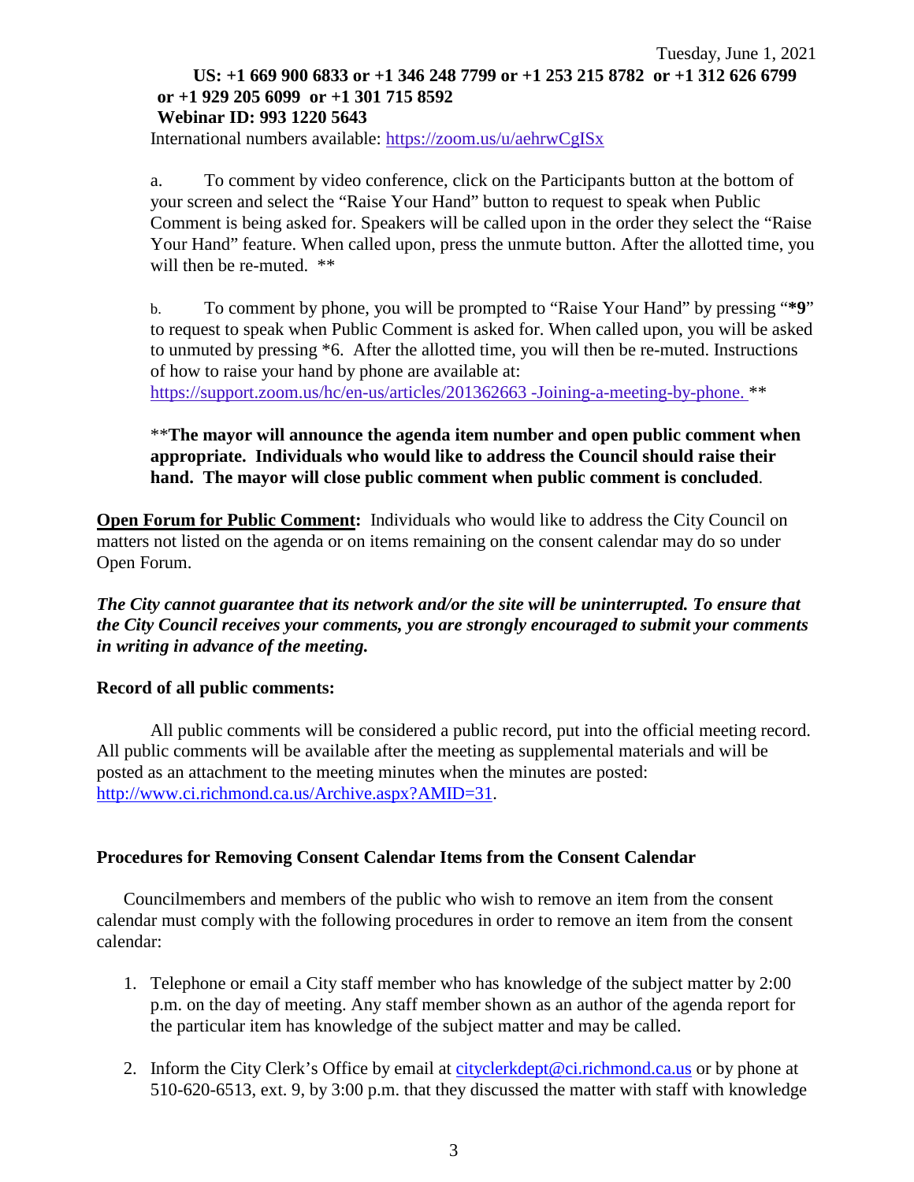Tuesday, June 1, 2021

**US: +1 669 900 6833 or +1 346 248 7799 or +1 253 215 8782 or +1 312 626 6799 or +1 929 205 6099 or +1 301 715 8592**
**Webinar ID: 993 1220 5643**

International numbers available: https://zoom.us/u/aehrwCgISx

a. To comment by video conference, click on the Participants button at the bottom of your screen and select the "Raise Your Hand" button to request to speak when Public Comment is being asked for. Speakers will be called upon in the order they select the "Raise Your Hand" feature. When called upon, press the unmute button. After the allotted time, you will then be re-muted. **

b. To comment by phone, you will be prompted to "Raise Your Hand" by pressing "**\*9**" to request to speak when Public Comment is asked for. When called upon, you will be asked to unmuted by pressing *6. After the allotted time, you will then be re-muted. Instructions of how to raise your hand by phone are available at: https://support.zoom.us/hc/en-us/articles/201362663 -Joining-a-meeting-by-phone. **

**The mayor will announce the agenda item number and open public comment when appropriate. Individuals who would like to address the Council should raise their hand. The mayor will close public comment when public comment is concluded.

**<u>Open Forum for Public Comment</u>:** Individuals who would like to address the City Council on matters not listed on the agenda or on items remaining on the consent calendar may do so under Open Forum.

***The City cannot guarantee that its network and/or the site will be uninterrupted. To ensure that the City Council receives your comments, you are strongly encouraged to submit your comments in writing in advance of the meeting.***

**Record of all public comments:**

All public comments will be considered a public record, put into the official meeting record. All public comments will be available after the meeting as supplemental materials and will be posted as an attachment to the meeting minutes when the minutes are posted: http://www.ci.richmond.ca.us/Archive.aspx?AMID=31.

**Procedures for Removing Consent Calendar Items from the Consent Calendar**

Councilmembers and members of the public who wish to remove an item from the consent calendar must comply with the following procedures in order to remove an item from the consent calendar:

1. Telephone or email a City staff member who has knowledge of the subject matter by 2:00 p.m. on the day of meeting. Any staff member shown as an author of the agenda report for the particular item has knowledge of the subject matter and may be called.

2. Inform the City Clerk's Office by email at cityclerkdept@ci.richmond.ca.us or by phone at 510-620-6513, ext. 9, by 3:00 p.m. that they discussed the matter with staff with knowledge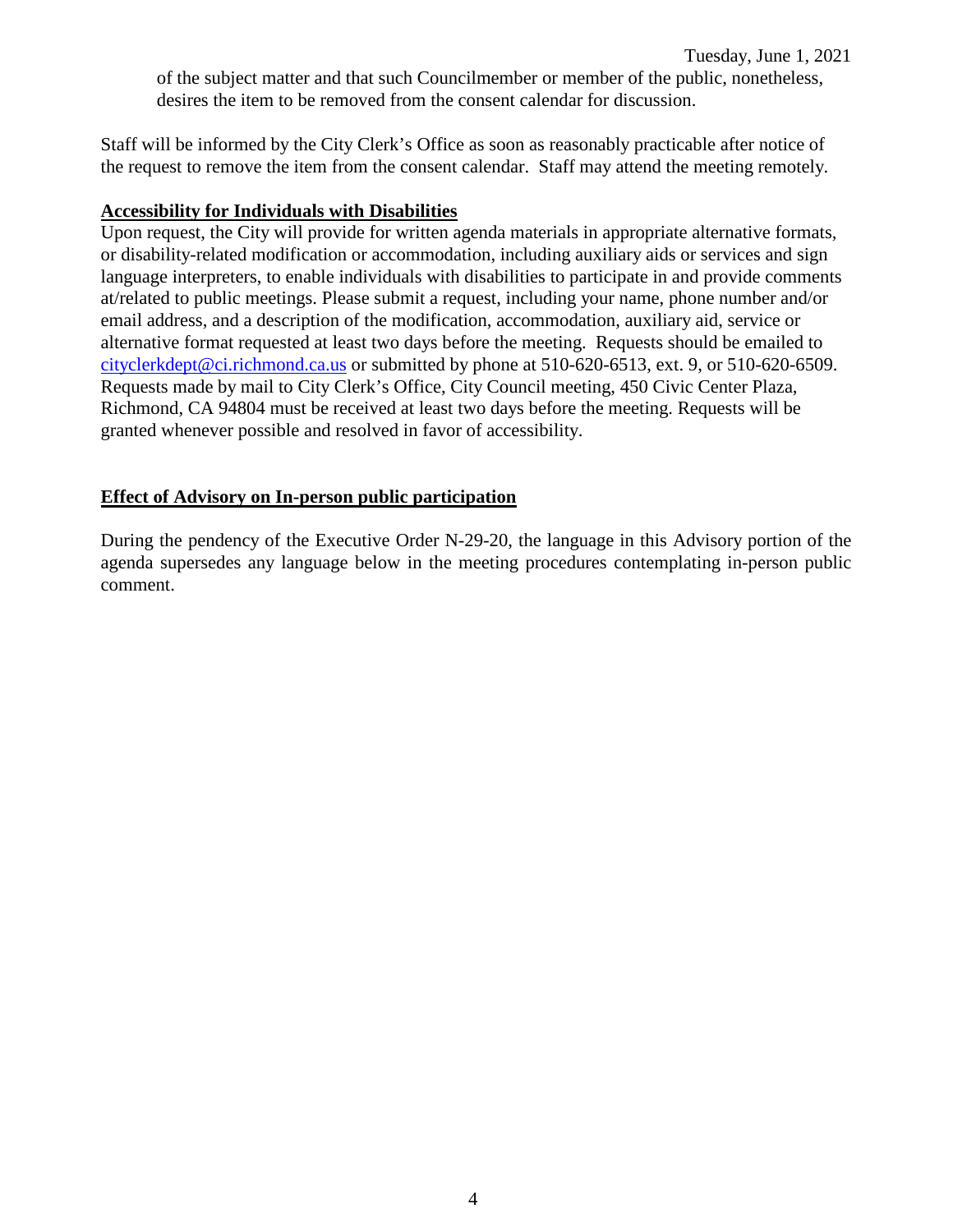of the subject matter and that such Councilmember or member of the public, nonetheless, desires the item to be removed from the consent calendar for discussion.

Staff will be informed by the City Clerk's Office as soon as reasonably practicable after notice of the request to remove the item from the consent calendar. Staff may attend the meeting remotely.

**Accessibility for Individuals with Disabilities**

Upon request, the City will provide for written agenda materials in appropriate alternative formats, or disability-related modification or accommodation, including auxiliary aids or services and sign language interpreters, to enable individuals with disabilities to participate in and provide comments at/related to public meetings. Please submit a request, including your name, phone number and/or email address, and a description of the modification, accommodation, auxiliary aid, service or alternative format requested at least two days before the meeting. Requests should be emailed to cityclerkdept@ci.richmond.ca.us or submitted by phone at 510-620-6513, ext. 9, or 510-620-6509. Requests made by mail to City Clerk's Office, City Council meeting, 450 Civic Center Plaza, Richmond, CA 94804 must be received at least two days before the meeting. Requests will be granted whenever possible and resolved in favor of accessibility.

**Effect of Advisory on In-person public participation**

During the pendency of the Executive Order N-29-20, the language in this Advisory portion of the agenda supersedes any language below in the meeting procedures contemplating in-person public comment.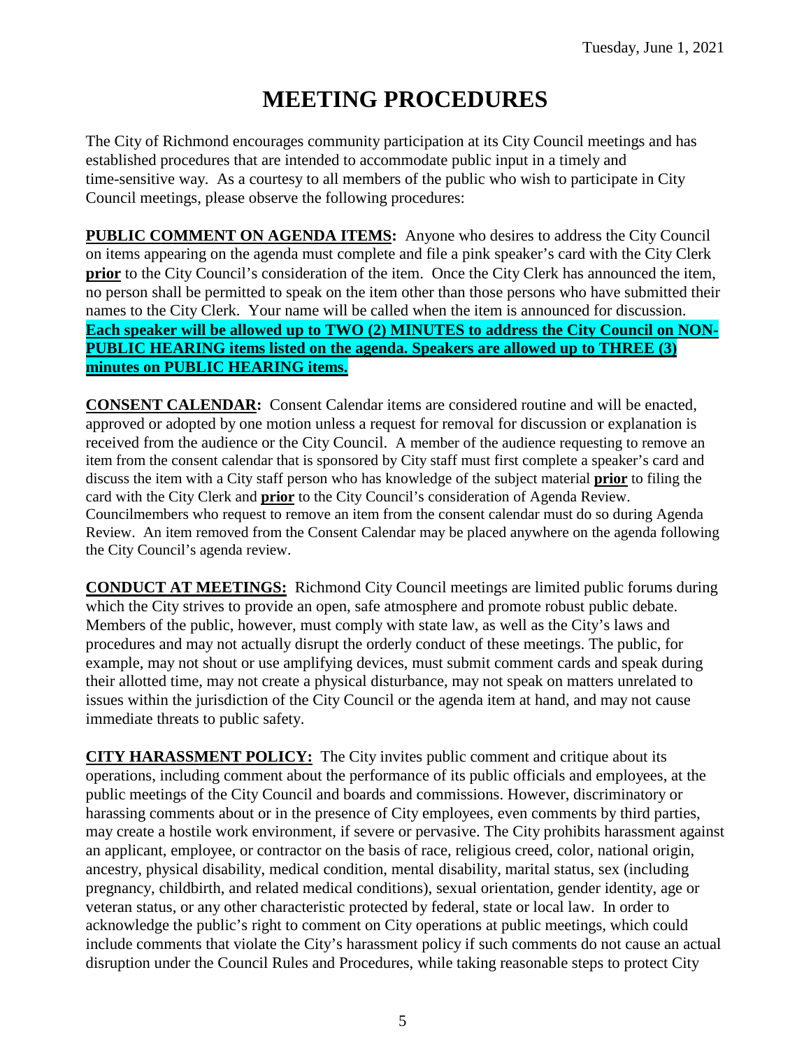# MEETING PROCEDURES

The City of Richmond encourages community participation at its City Council meetings and has established procedures that are intended to accommodate public input in a timely and time-sensitive way. As a courtesy to all members of the public who wish to participate in City Council meetings, please observe the following procedures:

**PUBLIC COMMENT ON AGENDA ITEMS:** Anyone who desires to address the City Council on items appearing on the agenda must complete and file a pink speaker's card with the City Clerk **prior** to the City Council's consideration of the item. Once the City Clerk has announced the item, no person shall be permitted to speak on the item other than those persons who have submitted their names to the City Clerk. Your name will be called when the item is announced for discussion. **Each speaker will be allowed up to TWO (2) MINUTES to address the City Council on NON-PUBLIC HEARING items listed on the agenda. Speakers are allowed up to THREE (3) minutes on PUBLIC HEARING items.**

**CONSENT CALENDAR:** Consent Calendar items are considered routine and will be enacted, approved or adopted by one motion unless a request for removal for discussion or explanation is received from the audience or the City Council. A member of the audience requesting to remove an item from the consent calendar that is sponsored by City staff must first complete a speaker's card and discuss the item with a City staff person who has knowledge of the subject material **prior** to filing the card with the City Clerk and **prior** to the City Council's consideration of Agenda Review. Councilmembers who request to remove an item from the consent calendar must do so during Agenda Review. An item removed from the Consent Calendar may be placed anywhere on the agenda following the City Council's agenda review.

**CONDUCT AT MEETINGS:** Richmond City Council meetings are limited public forums during which the City strives to provide an open, safe atmosphere and promote robust public debate. Members of the public, however, must comply with state law, as well as the City's laws and procedures and may not actually disrupt the orderly conduct of these meetings. The public, for example, may not shout or use amplifying devices, must submit comment cards and speak during their allotted time, may not create a physical disturbance, may not speak on matters unrelated to issues within the jurisdiction of the City Council or the agenda item at hand, and may not cause immediate threats to public safety.

**CITY HARASSMENT POLICY:** The City invites public comment and critique about its operations, including comment about the performance of its public officials and employees, at the public meetings of the City Council and boards and commissions. However, discriminatory or harassing comments about or in the presence of City employees, even comments by third parties, may create a hostile work environment, if severe or pervasive. The City prohibits harassment against an applicant, employee, or contractor on the basis of race, religious creed, color, national origin, ancestry, physical disability, medical condition, mental disability, marital status, sex (including pregnancy, childbirth, and related medical conditions), sexual orientation, gender identity, age or veteran status, or any other characteristic protected by federal, state or local law. In order to acknowledge the public's right to comment on City operations at public meetings, which could include comments that violate the City's harassment policy if such comments do not cause an actual disruption under the Council Rules and Procedures, while taking reasonable steps to protect City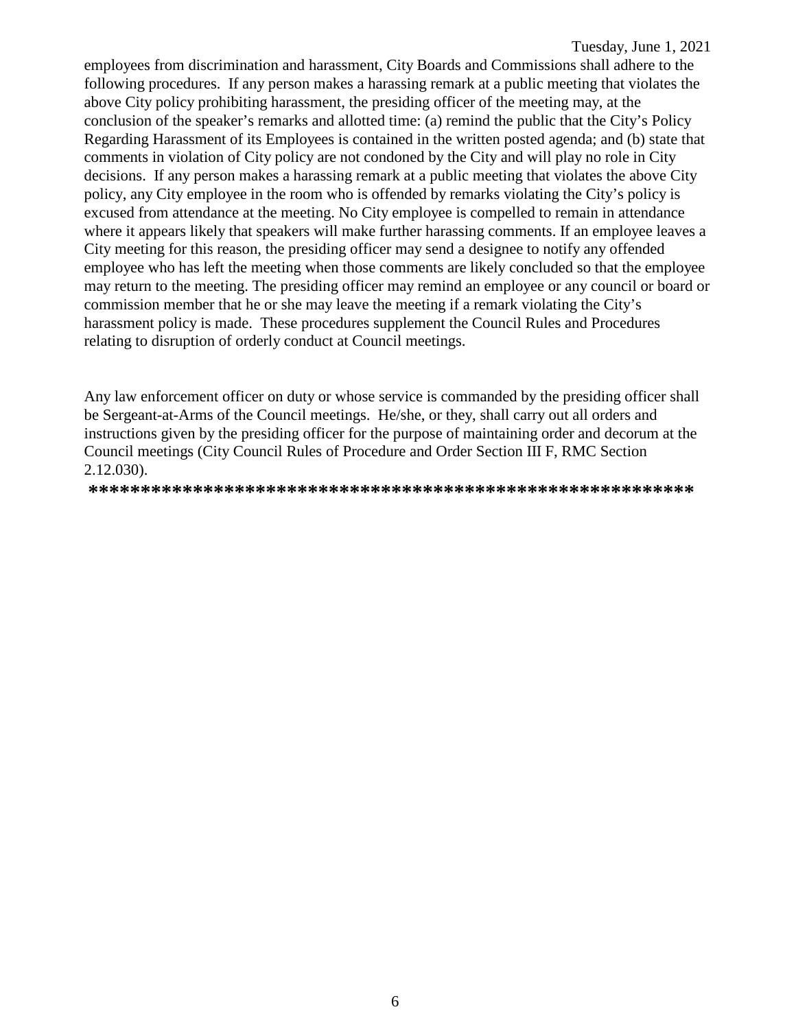employees from discrimination and harassment, City Boards and Commissions shall adhere to the following procedures. If any person makes a harassing remark at a public meeting that violates the above City policy prohibiting harassment, the presiding officer of the meeting may, at the conclusion of the speaker's remarks and allotted time: (a) remind the public that the City's Policy Regarding Harassment of its Employees is contained in the written posted agenda; and (b) state that comments in violation of City policy are not condoned by the City and will play no role in City decisions. If any person makes a harassing remark at a public meeting that violates the above City policy, any City employee in the room who is offended by remarks violating the City's policy is excused from attendance at the meeting. No City employee is compelled to remain in attendance where it appears likely that speakers will make further harassing comments. If an employee leaves a City meeting for this reason, the presiding officer may send a designee to notify any offended employee who has left the meeting when those comments are likely concluded so that the employee may return to the meeting. The presiding officer may remind an employee or any council or board or commission member that he or she may leave the meeting if a remark violating the City's harassment policy is made. These procedures supplement the Council Rules and Procedures relating to disruption of orderly conduct at Council meetings.

Any law enforcement officer on duty or whose service is commanded by the presiding officer shall be Sergeant-at-Arms of the Council meetings. He/she, or they, shall carry out all orders and instructions given by the presiding officer for the purpose of maintaining order and decorum at the Council meetings (City Council Rules of Procedure and Order Section III F, RMC Section 2.12.030).

**********************************************************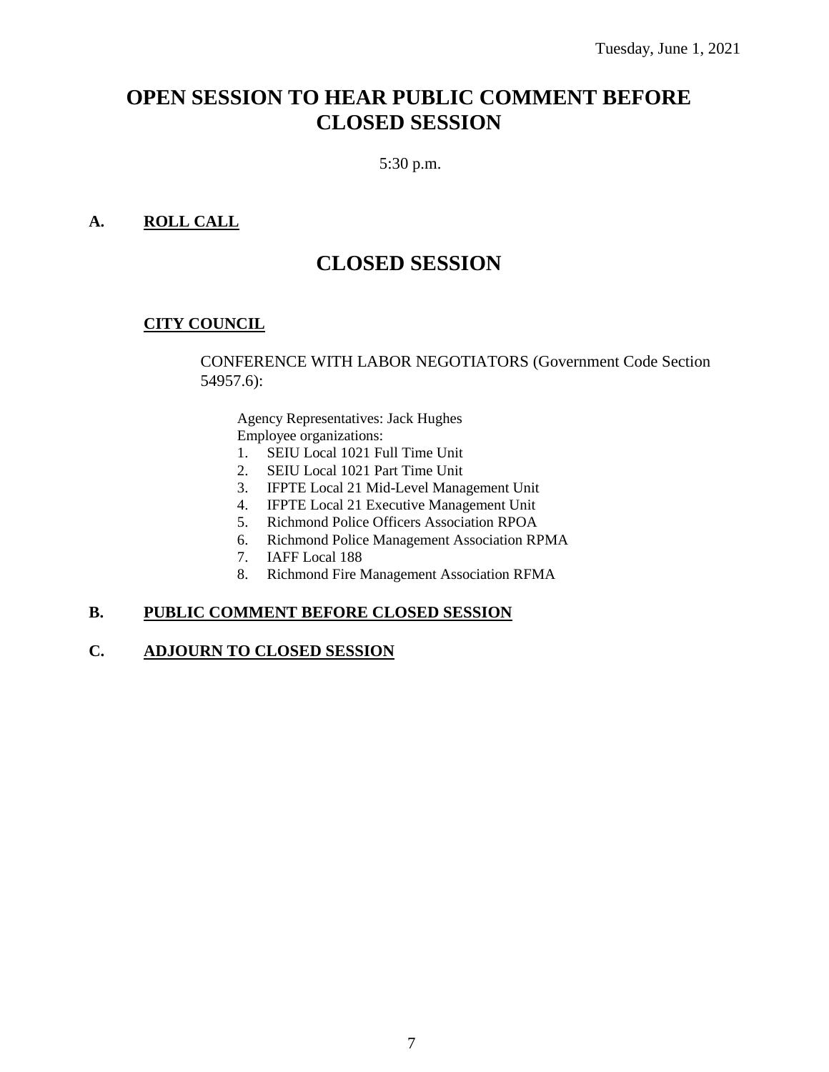# OPEN SESSION TO HEAR PUBLIC COMMENT BEFORE CLOSED SESSION

5:30 p.m.

## A. ROLL CALL

# CLOSED SESSION

### CITY COUNCIL

CONFERENCE WITH LABOR NEGOTIATORS (Government Code Section 54957.6):

Agency Representatives: Jack Hughes
Employee organizations:

1. SEIU Local 1021 Full Time Unit
2. SEIU Local 1021 Part Time Unit
3. IFPTE Local 21 Mid-Level Management Unit
4. IFPTE Local 21 Executive Management Unit
5. Richmond Police Officers Association RPOA
6. Richmond Police Management Association RPMA
7. IAFF Local 188
8. Richmond Fire Management Association RFMA

## B. PUBLIC COMMENT BEFORE CLOSED SESSION

## C. ADJOURN TO CLOSED SESSION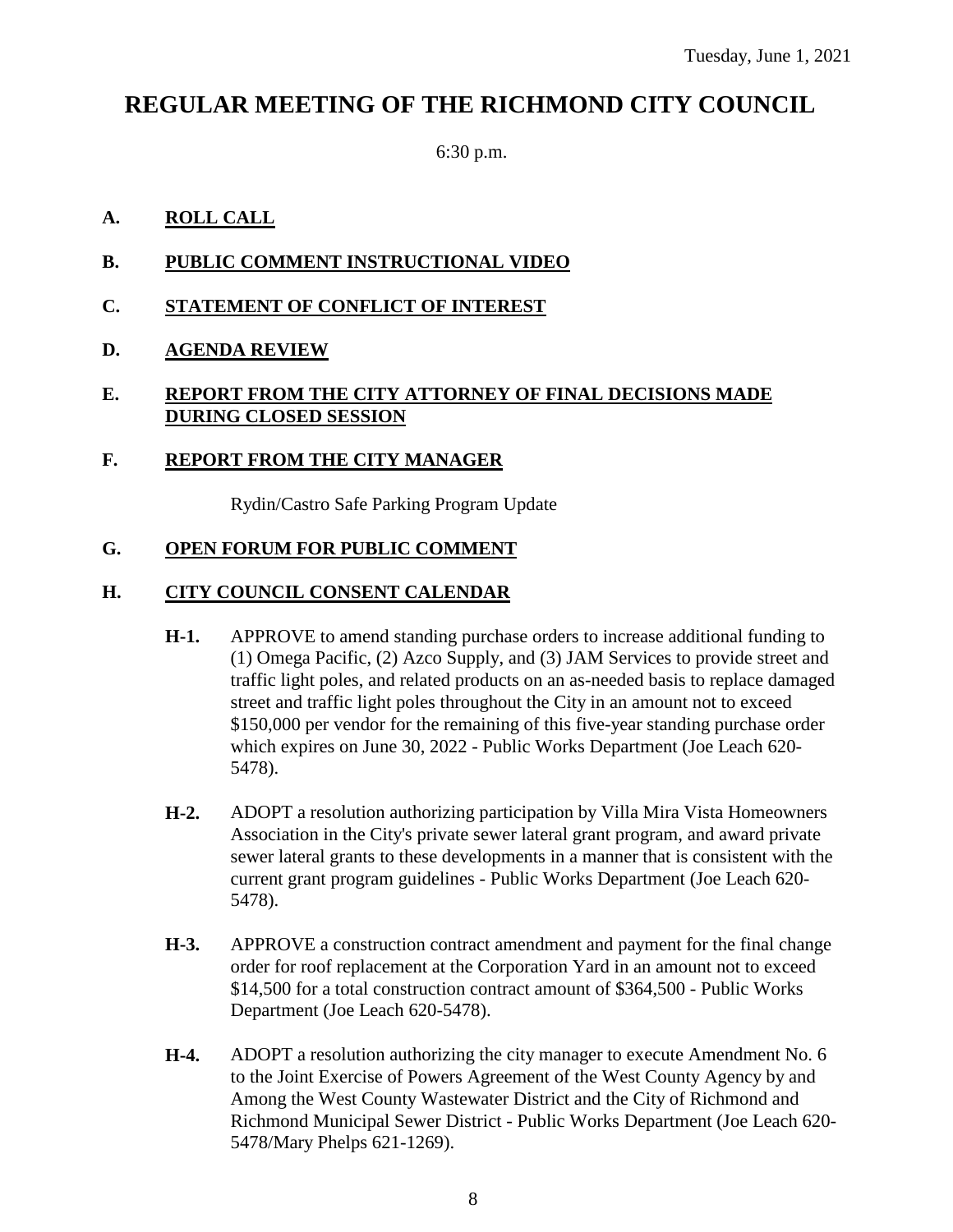Tuesday, June 1, 2021

# REGULAR MEETING OF THE RICHMOND CITY COUNCIL

6:30 p.m.

**A. ROLL CALL**

**B. PUBLIC COMMENT INSTRUCTIONAL VIDEO**

**C. STATEMENT OF CONFLICT OF INTEREST**

**D. AGENDA REVIEW**

**E. REPORT FROM THE CITY ATTORNEY OF FINAL DECISIONS MADE DURING CLOSED SESSION**

**F. REPORT FROM THE CITY MANAGER**

Rydin/Castro Safe Parking Program Update

**G. OPEN FORUM FOR PUBLIC COMMENT**

**H. CITY COUNCIL CONSENT CALENDAR**

**H-1.** APPROVE to amend standing purchase orders to increase additional funding to (1) Omega Pacific, (2) Azco Supply, and (3) JAM Services to provide street and traffic light poles, and related products on an as-needed basis to replace damaged street and traffic light poles throughout the City in an amount not to exceed $150,000 per vendor for the remaining of this five-year standing purchase order which expires on June 30, 2022 - Public Works Department (Joe Leach 620-5478).

**H-2.** ADOPT a resolution authorizing participation by Villa Mira Vista Homeowners Association in the City's private sewer lateral grant program, and award private sewer lateral grants to these developments in a manner that is consistent with the current grant program guidelines - Public Works Department (Joe Leach 620-5478).

**H-3.** APPROVE a construction contract amendment and payment for the final change order for roof replacement at the Corporation Yard in an amount not to exceed $14,500 for a total construction contract amount of $364,500 - Public Works Department (Joe Leach 620-5478).

**H-4.** ADOPT a resolution authorizing the city manager to execute Amendment No. 6 to the Joint Exercise of Powers Agreement of the West County Agency by and Among the West County Wastewater District and the City of Richmond and Richmond Municipal Sewer District - Public Works Department (Joe Leach 620-5478/Mary Phelps 621-1269).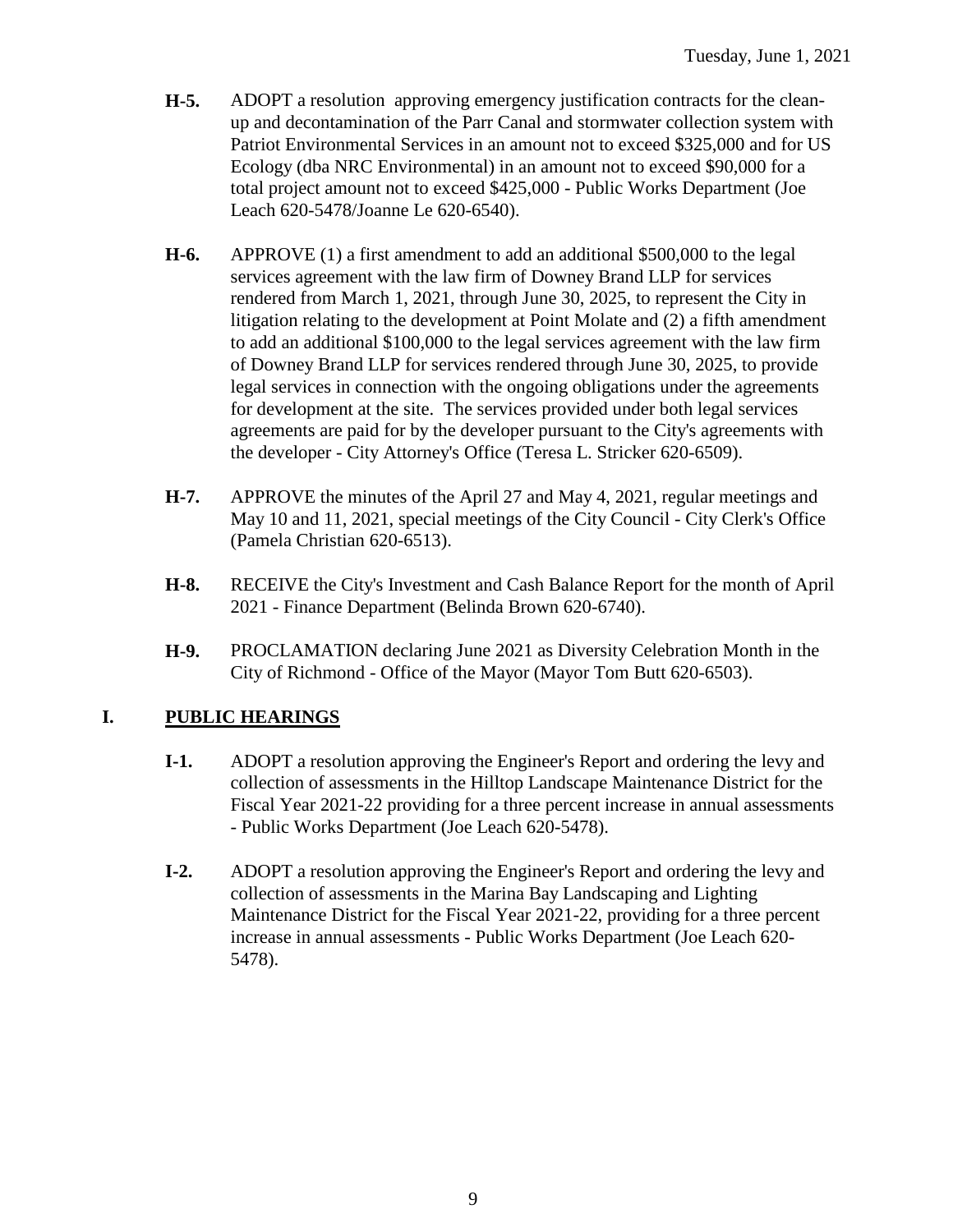**H-5.** ADOPT a resolution approving emergency justification contracts for the clean-up and decontamination of the Parr Canal and stormwater collection system with Patriot Environmental Services in an amount not to exceed $325,000 and for US Ecology (dba NRC Environmental) in an amount not to exceed $90,000 for a total project amount not to exceed $425,000 - Public Works Department (Joe Leach 620-5478/Joanne Le 620-6540).

**H-6.** APPROVE (1) a first amendment to add an additional $500,000 to the legal services agreement with the law firm of Downey Brand LLP for services rendered from March 1, 2021, through June 30, 2025, to represent the City in litigation relating to the development at Point Molate and (2) a fifth amendment to add an additional $100,000 to the legal services agreement with the law firm of Downey Brand LLP for services rendered through June 30, 2025, to provide legal services in connection with the ongoing obligations under the agreements for development at the site. The services provided under both legal services agreements are paid for by the developer pursuant to the City's agreements with the developer - City Attorney's Office (Teresa L. Stricker 620-6509).

**H-7.** APPROVE the minutes of the April 27 and May 4, 2021, regular meetings and May 10 and 11, 2021, special meetings of the City Council - City Clerk's Office (Pamela Christian 620-6513).

**H-8.** RECEIVE the City's Investment and Cash Balance Report for the month of April 2021 - Finance Department (Belinda Brown 620-6740).

**H-9.** PROCLAMATION declaring June 2021 as Diversity Celebration Month in the City of Richmond - Office of the Mayor (Mayor Tom Butt 620-6503).

## I. PUBLIC HEARINGS

**I-1.** ADOPT a resolution approving the Engineer's Report and ordering the levy and collection of assessments in the Hilltop Landscape Maintenance District for the Fiscal Year 2021-22 providing for a three percent increase in annual assessments - Public Works Department (Joe Leach 620-5478).

**I-2.** ADOPT a resolution approving the Engineer's Report and ordering the levy and collection of assessments in the Marina Bay Landscaping and Lighting Maintenance District for the Fiscal Year 2021-22, providing for a three percent increase in annual assessments - Public Works Department (Joe Leach 620-5478).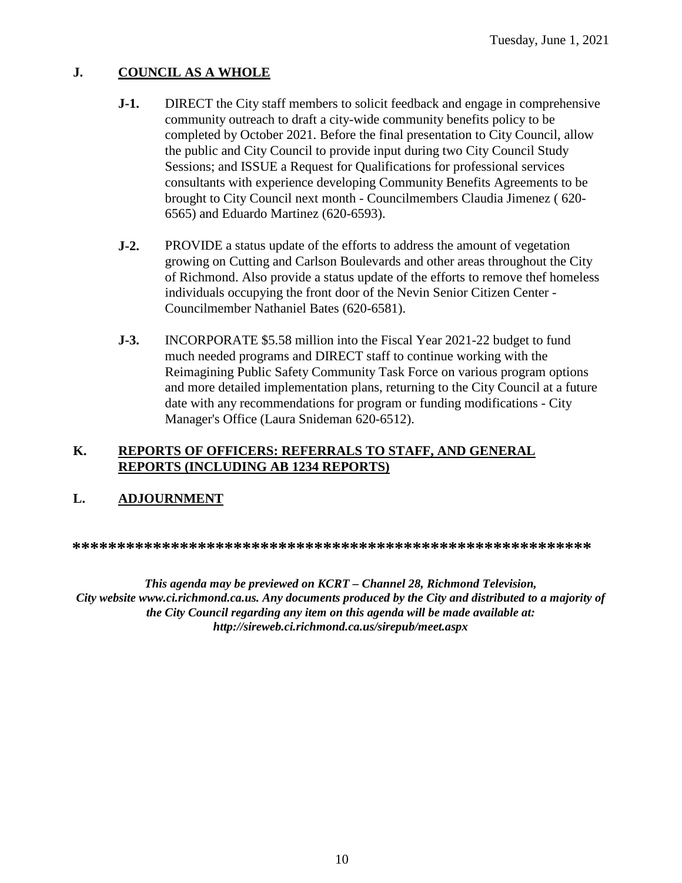## J. COUNCIL AS A WHOLE

**J-1.** DIRECT the City staff members to solicit feedback and engage in comprehensive community outreach to draft a city-wide community benefits policy to be completed by October 2021. Before the final presentation to City Council, allow the public and City Council to provide input during two City Council Study Sessions; and ISSUE a Request for Qualifications for professional services consultants with experience developing Community Benefits Agreements to be brought to City Council next month - Councilmembers Claudia Jimenez ( 620-6565) and Eduardo Martinez (620-6593).

**J-2.** PROVIDE a status update of the efforts to address the amount of vegetation growing on Cutting and Carlson Boulevards and other areas throughout the City of Richmond. Also provide a status update of the efforts to remove thef homeless individuals occupying the front door of the Nevin Senior Citizen Center - Councilmember Nathaniel Bates (620-6581).

**J-3.** INCORPORATE $5.58 million into the Fiscal Year 2021-22 budget to fund much needed programs and DIRECT staff to continue working with the Reimagining Public Safety Community Task Force on various program options and more detailed implementation plans, returning to the City Council at a future date with any recommendations for program or funding modifications - City Manager's Office (Laura Snideman 620-6512).

## K. REPORTS OF OFFICERS: REFERRALS TO STAFF, AND GENERAL REPORTS (INCLUDING AB 1234 REPORTS)

## L. ADJOURNMENT

**********************************************************

***This agenda may be previewed on KCRT – Channel 28, Richmond Television, City website www.ci.richmond.ca.us. Any documents produced by the City and distributed to a majority of the City Council regarding any item on this agenda will be made available at: http://sireweb.ci.richmond.ca.us/sirepub/meet.aspx***